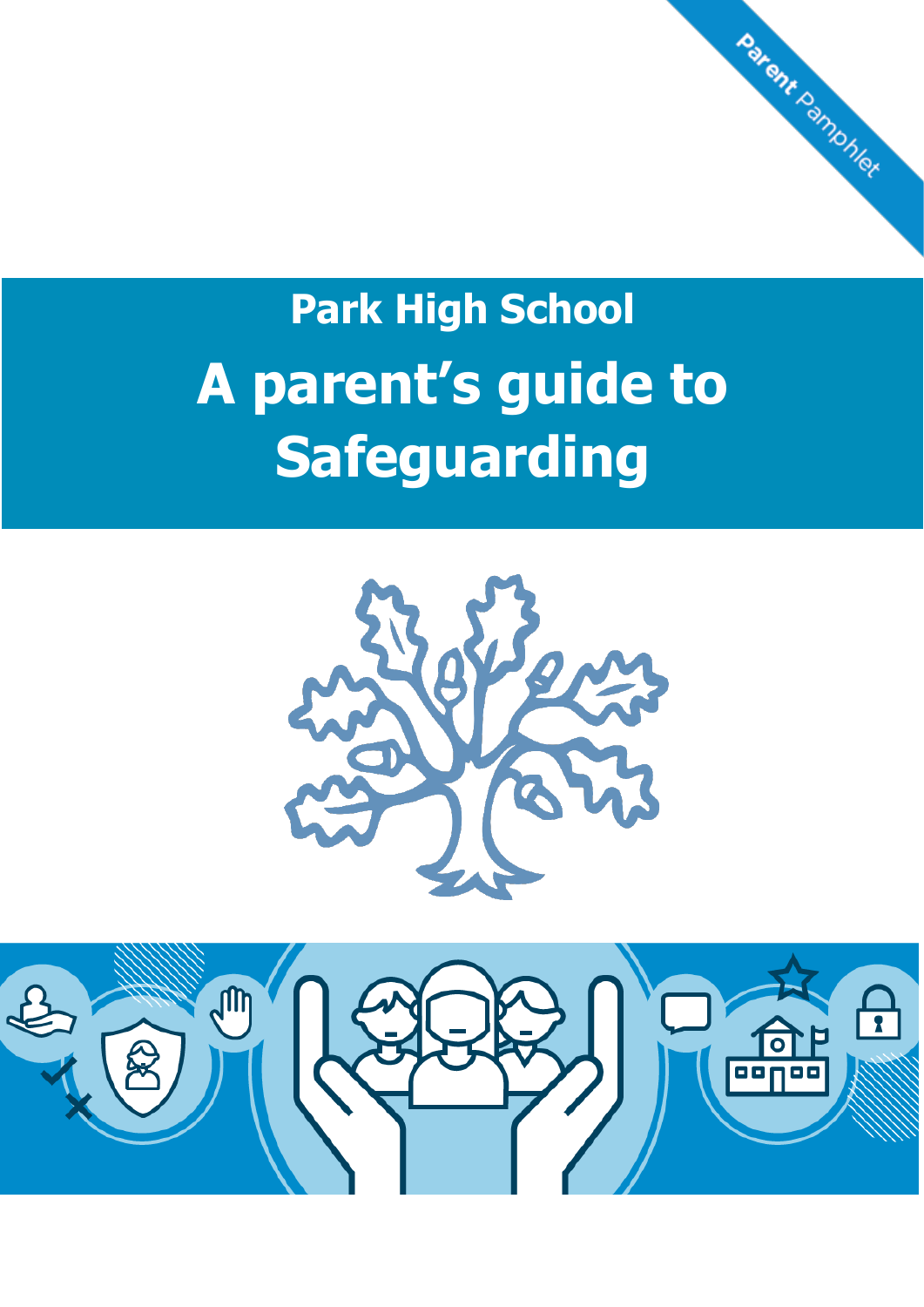Parent Pamphlet

## Park High School

# A parent's guide to Safeguarding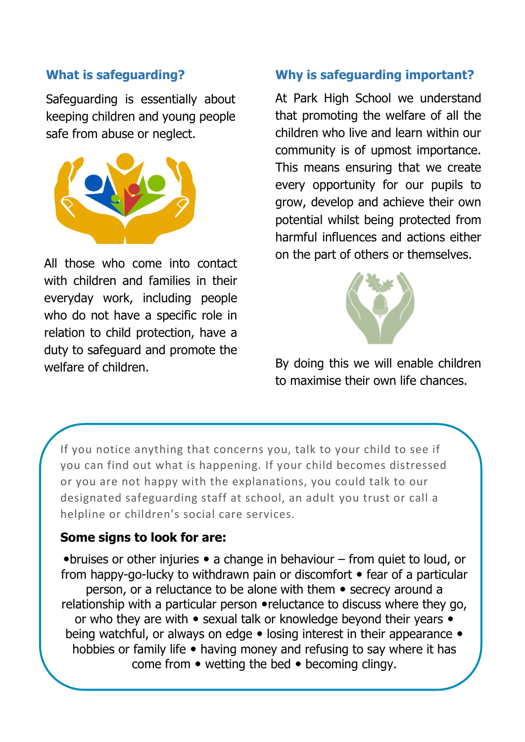## What is safeguarding?

Safeguarding is essentially about keeping children and young people safe from abuse or neglect.

All those who come into contact with children and families in their everyday work, including people who do not have a specific role in relation to child protection, have a duty to safeguard and promote the welfare of children.

## Why is safeguarding important?

At Park High School we understand that promoting the welfare of all the children who live and learn within our community is of upmost importance. This means ensuring that we create every opportunity for our pupils to grow, develop and achieve their own potential whilst being protected from harmful influences and actions either on the part of others or themselves.

By doing this we will enable children to maximise their own life chances.

If you notice anything that concerns you, talk to your child to see if you can find out what is happening. If your child becomes distressed or you are not happy with the explanations, you could talk to our designated safeguarding staff at school, an adult you trust or call a helpline or children's social care services.

**Some signs to look for are:**

•bruises or other injuries • a change in behaviour – from quiet to loud, or from happy-go-lucky to withdrawn pain or discomfort • fear of a particular person, or a reluctance to be alone with them • secrecy around a relationship with a particular person •reluctance to discuss where they go, or who they are with • sexual talk or knowledge beyond their years • being watchful, or always on edge • losing interest in their appearance • hobbies or family life • having money and refusing to say where it has come from • wetting the bed • becoming clingy.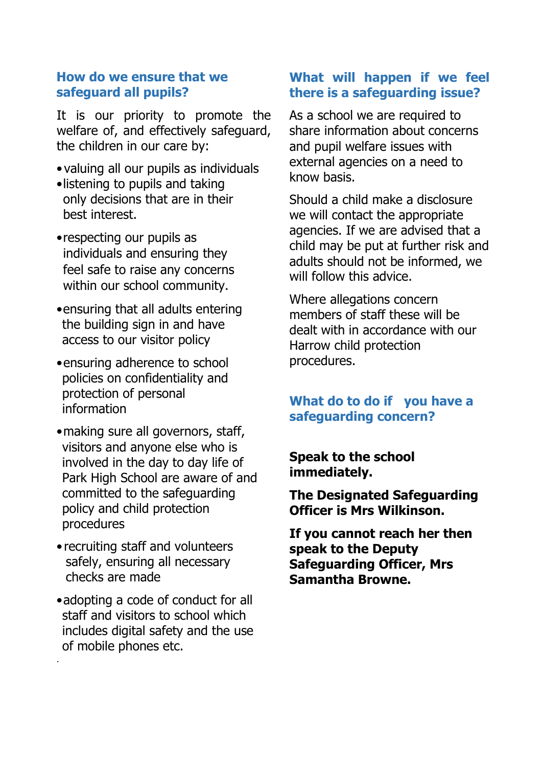## How do we ensure that we safeguard all pupils?

It is our priority to promote the welfare of, and effectively safeguard, the children in our care by:

- valuing all our pupils as individuals
- listening to pupils and taking only decisions that are in their best interest.
- respecting our pupils as individuals and ensuring they feel safe to raise any concerns within our school community.
- ensuring that all adults entering the building sign in and have access to our visitor policy
- ensuring adherence to school policies on confidentiality and protection of personal information
- making sure all governors, staff, visitors and anyone else who is involved in the day to day life of Park High School are aware of and committed to the safeguarding policy and child protection procedures
- recruiting staff and volunteers safely, ensuring all necessary checks are made
- adopting a code of conduct for all staff and visitors to school which includes digital safety and the use of mobile phones etc.

## What will happen if we feel there is a safeguarding issue?

As a school we are required to share information about concerns and pupil welfare issues with external agencies on a need to know basis.

Should a child make a disclosure we will contact the appropriate agencies. If we are advised that a child may be put at further risk and adults should not be informed, we will follow this advice.

Where allegations concern members of staff these will be dealt with in accordance with our Harrow child protection procedures.

## What do to do if you have a safeguarding concern?

**Speak to the school immediately.**

**The Designated Safeguarding Officer is Mrs Wilkinson.**

**If you cannot reach her then speak to the Deputy Safeguarding Officer, Mrs Samantha Browne.**